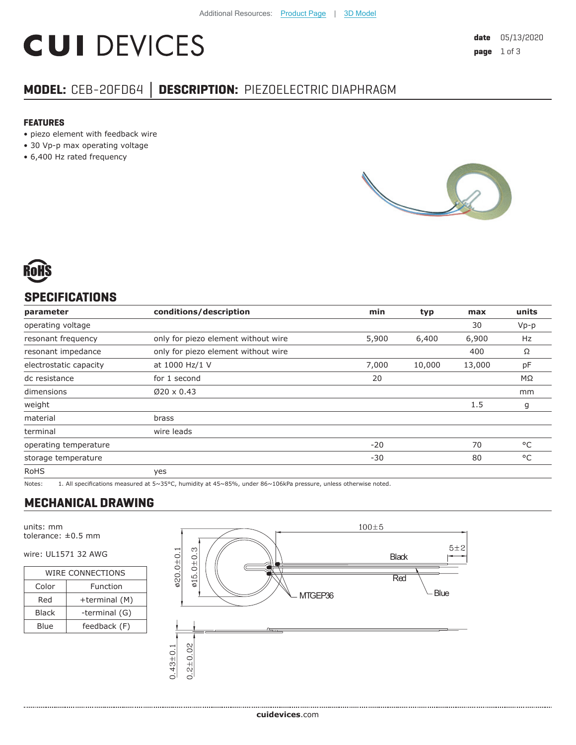Additional Resources: Product Page | 3D Model

# CUI DEVICES

date 05/13/2020

## MODEL: CEB-20FD64 | DESCRIPTION: PIEZOELECTRIC DIAPHRAGM

### FEATURES

- piezo element with feedback wire
- 30 Vp-p max operating voltage
- 6,400 Hz rated frequency

RoHS

## SPECIFICATIONS

| parameter | conditions/description | min | typ | max | units |
|---|---|---|---|---|---|
| operating voltage | | | | 30 | Vp-p |
| resonant frequency | only for piezo element without wire | 5,900 | 6,400 | 6,900 | Hz |
| resonant impedance | only for piezo element without wire | | | 400 | Ω |
| electrostatic capacity | at 1000 Hz/1 V | 7,000 | 10,000 | 13,000 | pF |
| dc resistance | for 1 second | 20 | | | MΩ |
| dimensions | Ø20 x 0.43 | | | | mm |
| weight | | | | 1.5 | g |
| material | brass | | | | |
| terminal | wire leads | | | | |
| operating temperature | | -20 | | 70 | °C |
| storage temperature | | -30 | | 80 | °C |
| RoHS | yes | | | | |

Notes: 1. All specifications measured at 5~35°C, humidity at 45~85%, under 86~106kPa pressure, unless otherwise noted.

## MECHANICAL DRAWING

units: mm
tolerance: ±0.5 mm

wire: UL1571 32 AWG

| WIRE CONNECTIONS | |
|---|---|
| Color | Function |
| Red | +terminal (M) |
| Black | -terminal (G) |
| Blue | feedback (F) |

100±5
5±2
Black
Red
Blue
MTGEP36
ø20.0±0.1
ø15.0±0.3
0.43±0.1
0.2±0.02

cuidevices.com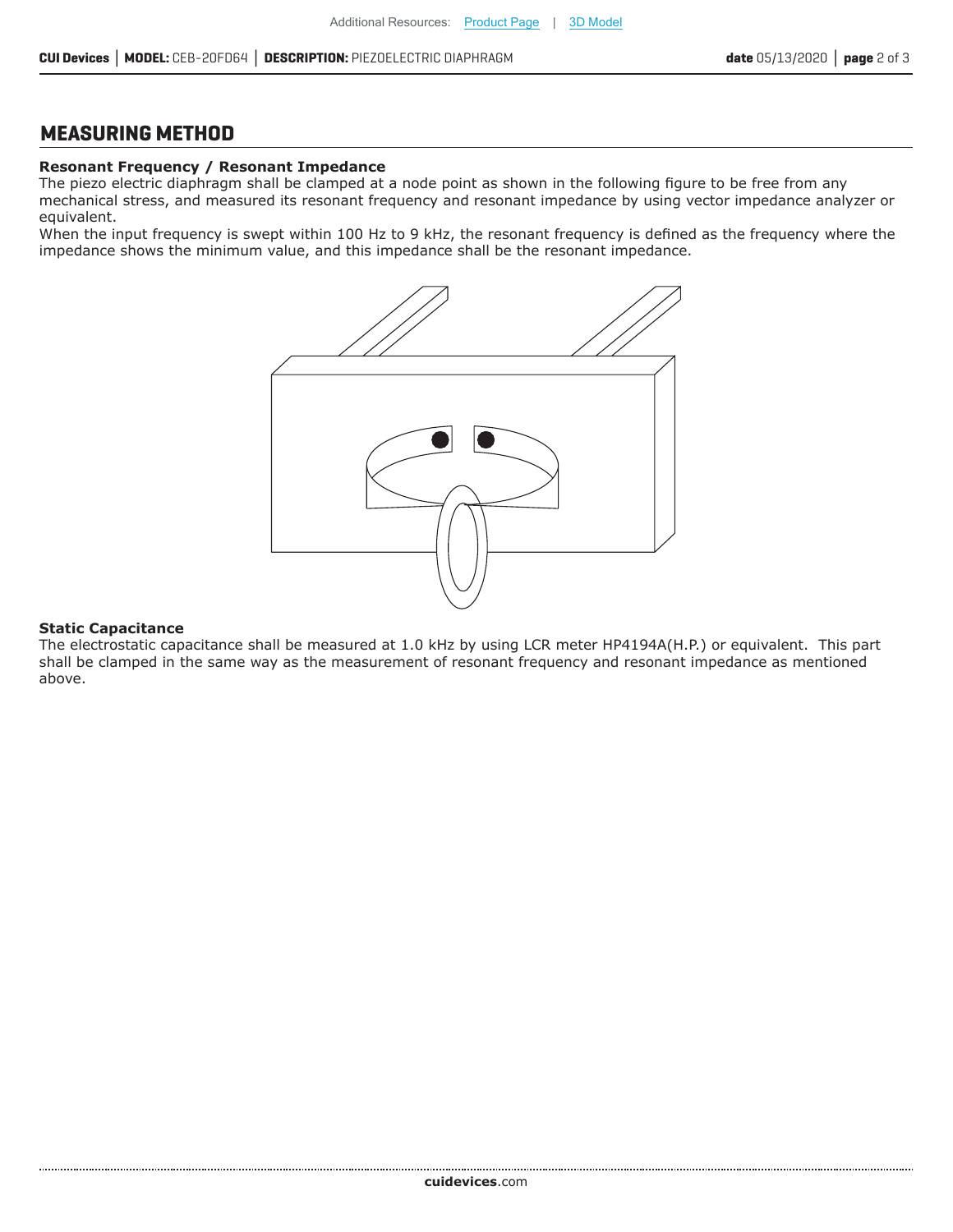## MEASURING METHOD

**Resonant Frequency / Resonant Impedance**

The piezo electric diaphragm shall be clamped at a node point as shown in the following figure to be free from any mechanical stress, and measured its resonant frequency and resonant impedance by using vector impedance analyzer or equivalent.

When the input frequency is swept within 100 Hz to 9 kHz, the resonant frequency is defined as the frequency where the impedance shows the minimum value, and this impedance shall be the resonant impedance.

**Static Capacitance**

The electrostatic capacitance shall be measured at 1.0 kHz by using LCR meter HP4194A(H.P.) or equivalent. This part shall be clamped in the same way as the measurement of resonant frequency and resonant impedance as mentioned above.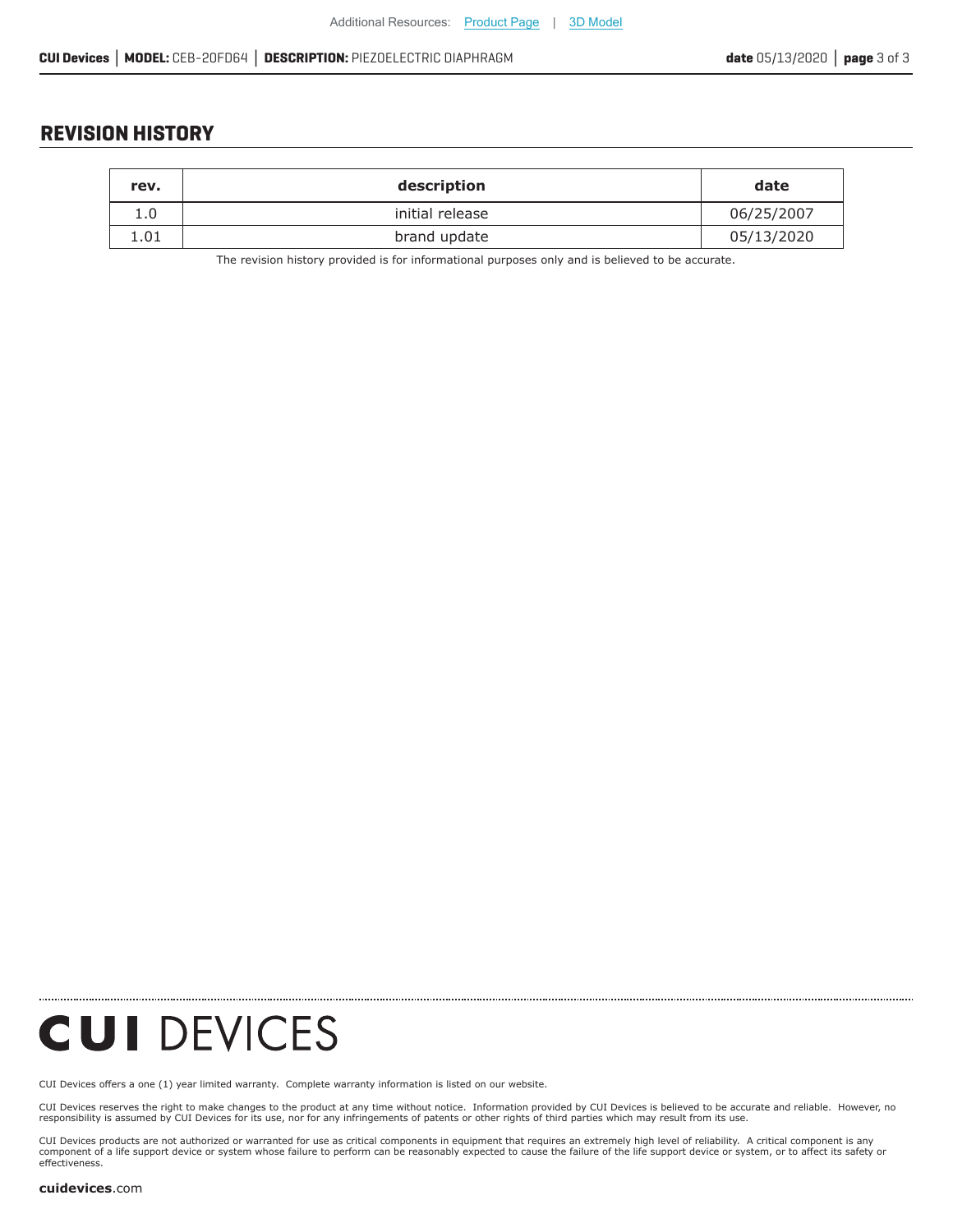## REVISION HISTORY

| rev. | description | date |
| --- | --- | --- |
| 1.0 | initial release | 06/25/2007 |
| 1.01 | brand update | 05/13/2020 |

The revision history provided is for informational purposes only and is believed to be accurate.

CUI DEVICES

CUI Devices offers a one (1) year limited warranty. Complete warranty information is listed on our website.

CUI Devices reserves the right to make changes to the product at any time without notice. Information provided by CUI Devices is believed to be accurate and reliable. However, no responsibility is assumed by CUI Devices for its use, nor for any infringements of patents or other rights of third parties which may result from its use.

CUI Devices products are not authorized or warranted for use as critical components in equipment that requires an extremely high level of reliability. A critical component is any component of a life support device or system whose failure to perform can be reasonably expected to cause the failure of the life support device or system, or to affect its safety or effectiveness.

**cuidevices**.com